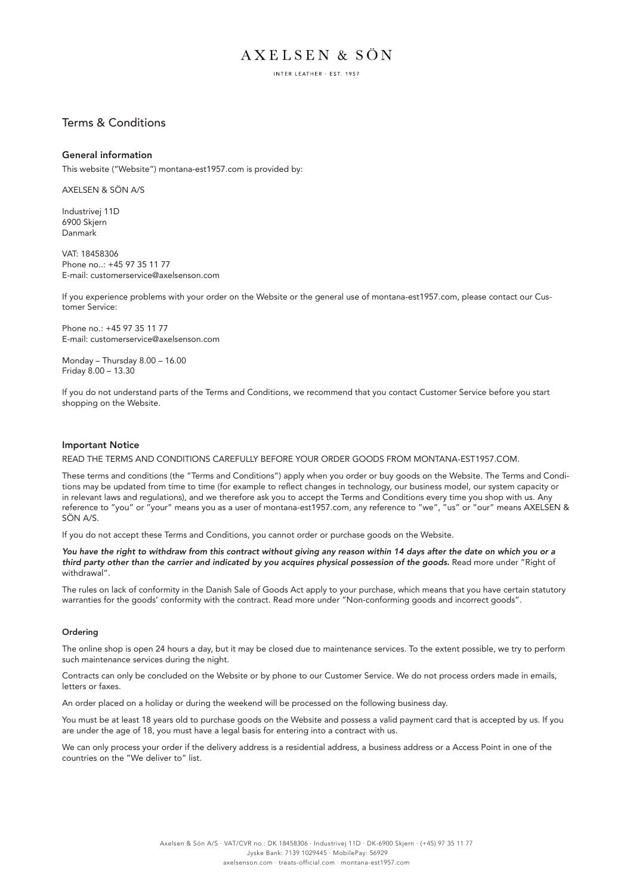# AXELSEN & SÖN

INTER LEATHER · EST. 1957

## Terms & Conditions

### General information

This website ("Website") montana-est1957.com is provided by:

AXELSEN & SÖN A/S

Industrivej 11D
6900 Skjern
Danmark

VAT: 18458306
Phone no..: +45 97 35 11 77
E-mail: customerservice@axelsenson.com

If you experience problems with your order on the Website or the general use of montana-est1957.com, please contact our Customer Service:

Phone no.: +45 97 35 11 77
E-mail: customerservice@axelsenson.com

Monday – Thursday 8.00 – 16.00
Friday 8.00 – 13.30

If you do not understand parts of the Terms and Conditions, we recommend that you contact Customer Service before you start shopping on the Website.

### Important Notice

READ THE TERMS AND CONDITIONS CAREFULLY BEFORE YOUR ORDER GOODS FROM MONTANA-EST1957.COM.

These terms and conditions (the "Terms and Conditions") apply when you order or buy goods on the Website. The Terms and Conditions may be updated from time to time (for example to reflect changes in technology, our business model, our system capacity or in relevant laws and regulations), and we therefore ask you to accept the Terms and Conditions every time you shop with us. Any reference to "you" or "your" means you as a user of montana-est1957.com, any reference to "we", "us" or "our" means AXELSEN & SÖN A/S.

If you do not accept these Terms and Conditions, you cannot order or purchase goods on the Website.

***You have the right to withdraw from this contract without giving any reason within 14 days after the date on which you or a third party other than the carrier and indicated by you acquires physical possession of the goods.*** Read more under "Right of withdrawal".

The rules on lack of conformity in the Danish Sale of Goods Act apply to your purchase, which means that you have certain statutory warranties for the goods' conformity with the contract. Read more under "Non-conforming goods and incorrect goods".

#### Ordering

The online shop is open 24 hours a day, but it may be closed due to maintenance services. To the extent possible, we try to perform such maintenance services during the night.

Contracts can only be concluded on the Website or by phone to our Customer Service. We do not process orders made in emails, letters or faxes.

An order placed on a holiday or during the weekend will be processed on the following business day.

You must be at least 18 years old to purchase goods on the Website and possess a valid payment card that is accepted by us. If you are under the age of 18, you must have a legal basis for entering into a contract with us.

We can only process your order if the delivery address is a residential address, a business address or a Access Point in one of the countries on the "We deliver to" list.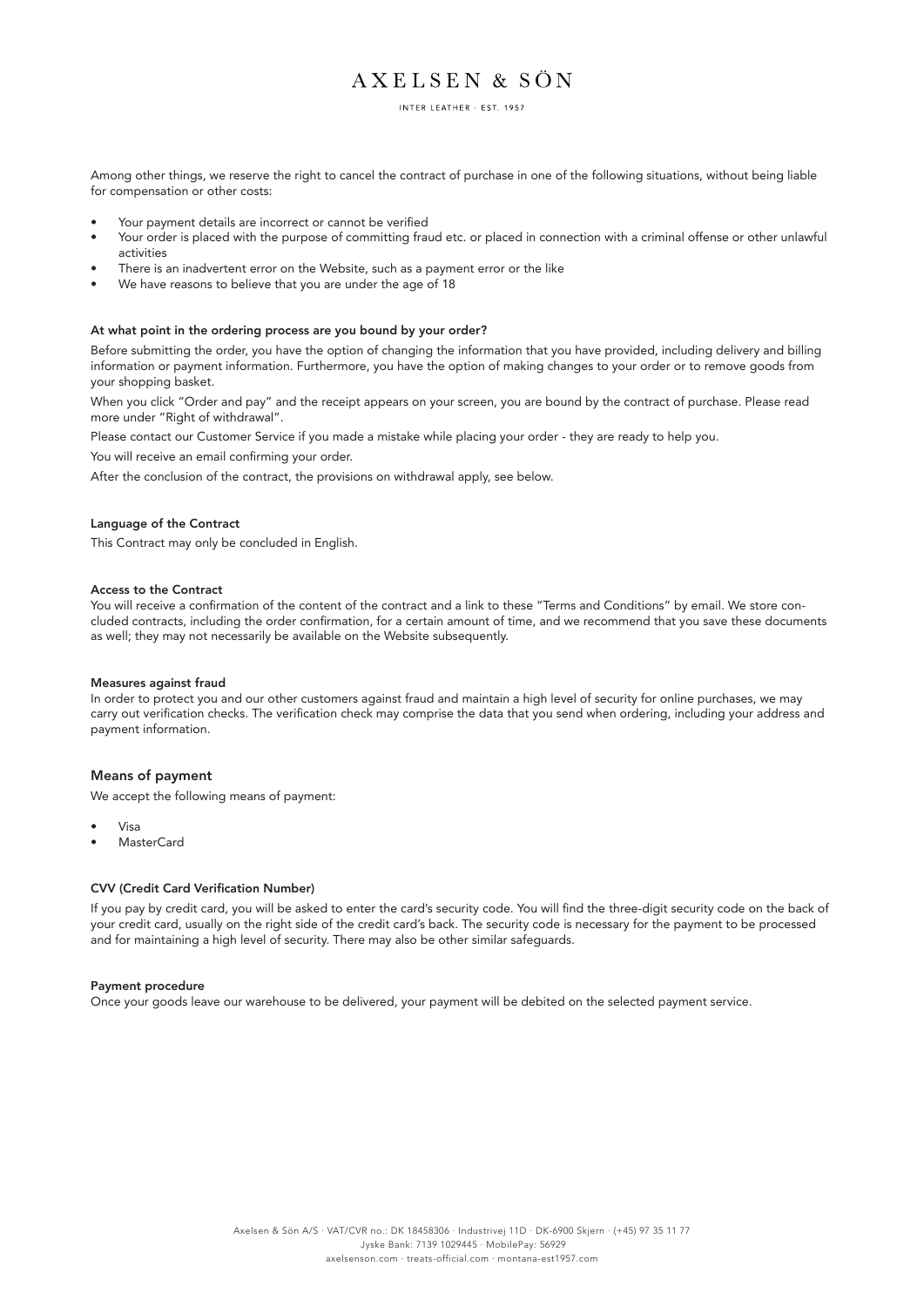Among other things, we reserve the right to cancel the contract of purchase in one of the following situations, without being liable for compensation or other costs:

- Your payment details are incorrect or cannot be verified
- Your order is placed with the purpose of committing fraud etc. or placed in connection with a criminal offense or other unlawful activities
- There is an inadvertent error on the Website, such as a payment error or the like
- We have reasons to believe that you are under the age of 18

#### At what point in the ordering process are you bound by your order?

Before submitting the order, you have the option of changing the information that you have provided, including delivery and billing information or payment information. Furthermore, you have the option of making changes to your order or to remove goods from your shopping basket.

When you click "Order and pay" and the receipt appears on your screen, you are bound by the contract of purchase. Please read more under "Right of withdrawal".

Please contact our Customer Service if you made a mistake while placing your order - they are ready to help you.

You will receive an email confirming your order.

After the conclusion of the contract, the provisions on withdrawal apply, see below.

#### Language of the Contract

This Contract may only be concluded in English.

#### Access to the Contract

You will receive a confirmation of the content of the contract and a link to these "Terms and Conditions" by email. We store concluded contracts, including the order confirmation, for a certain amount of time, and we recommend that you save these documents as well; they may not necessarily be available on the Website subsequently.

#### Measures against fraud

In order to protect you and our other customers against fraud and maintain a high level of security for online purchases, we may carry out verification checks. The verification check may comprise the data that you send when ordering, including your address and payment information.

### Means of payment

We accept the following means of payment:

- Visa
- MasterCard

#### CVV (Credit Card Verification Number)

If you pay by credit card, you will be asked to enter the card's security code. You will find the three-digit security code on the back of your credit card, usually on the right side of the credit card's back. The security code is necessary for the payment to be processed and for maintaining a high level of security. There may also be other similar safeguards.

#### Payment procedure

Once your goods leave our warehouse to be delivered, your payment will be debited on the selected payment service.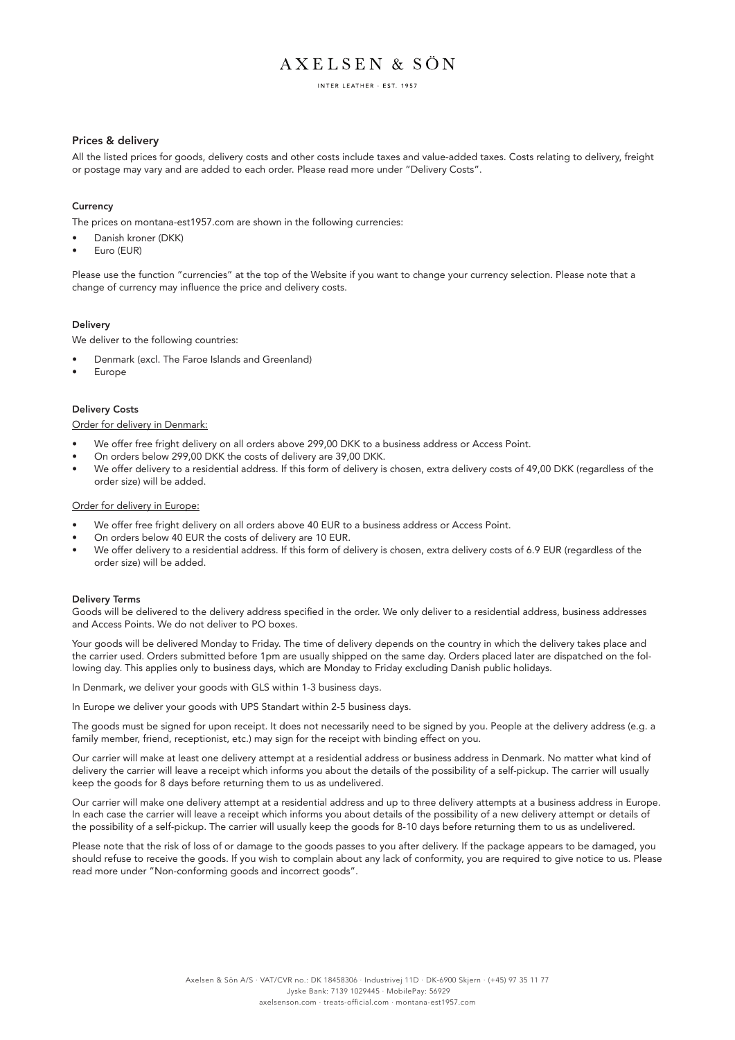## Prices & delivery

All the listed prices for goods, delivery costs and other costs include taxes and value-added taxes. Costs relating to delivery, freight or postage may vary and are added to each order. Please read more under "Delivery Costs".

### Currency

The prices on montana-est1957.com are shown in the following currencies:

- Danish kroner (DKK)
- Euro (EUR)

Please use the function "currencies" at the top of the Website if you want to change your currency selection. Please note that a change of currency may influence the price and delivery costs.

### Delivery

We deliver to the following countries:

- Denmark (excl. The Faroe Islands and Greenland)
- Europe

### Delivery Costs

Order for delivery in Denmark:

- We offer free fright delivery on all orders above 299,00 DKK to a business address or Access Point.
- On orders below 299,00 DKK the costs of delivery are 39,00 DKK.
- We offer delivery to a residential address. If this form of delivery is chosen, extra delivery costs of 49,00 DKK (regardless of the order size) will be added.

Order for delivery in Europe:

- We offer free fright delivery on all orders above 40 EUR to a business address or Access Point.
- On orders below 40 EUR the costs of delivery are 10 EUR.
- We offer delivery to a residential address. If this form of delivery is chosen, extra delivery costs of 6.9 EUR (regardless of the order size) will be added.

### Delivery Terms

Goods will be delivered to the delivery address specified in the order. We only deliver to a residential address, business addresses and Access Points. We do not deliver to PO boxes.

Your goods will be delivered Monday to Friday. The time of delivery depends on the country in which the delivery takes place and the carrier used. Orders submitted before 1pm are usually shipped on the same day. Orders placed later are dispatched on the following day. This applies only to business days, which are Monday to Friday excluding Danish public holidays.

In Denmark, we deliver your goods with GLS within 1-3 business days.

In Europe we deliver your goods with UPS Standart within 2-5 business days.

The goods must be signed for upon receipt. It does not necessarily need to be signed by you. People at the delivery address (e.g. a family member, friend, receptionist, etc.) may sign for the receipt with binding effect on you.

Our carrier will make at least one delivery attempt at a residential address or business address in Denmark. No matter what kind of delivery the carrier will leave a receipt which informs you about the details of the possibility of a self-pickup. The carrier will usually keep the goods for 8 days before returning them to us as undelivered.

Our carrier will make one delivery attempt at a residential address and up to three delivery attempts at a business address in Europe. In each case the carrier will leave a receipt which informs you about details of the possibility of a new delivery attempt or details of the possibility of a self-pickup. The carrier will usually keep the goods for 8-10 days before returning them to us as undelivered.

Please note that the risk of loss of or damage to the goods passes to you after delivery. If the package appears to be damaged, you should refuse to receive the goods. If you wish to complain about any lack of conformity, you are required to give notice to us. Please read more under "Non-conforming goods and incorrect goods".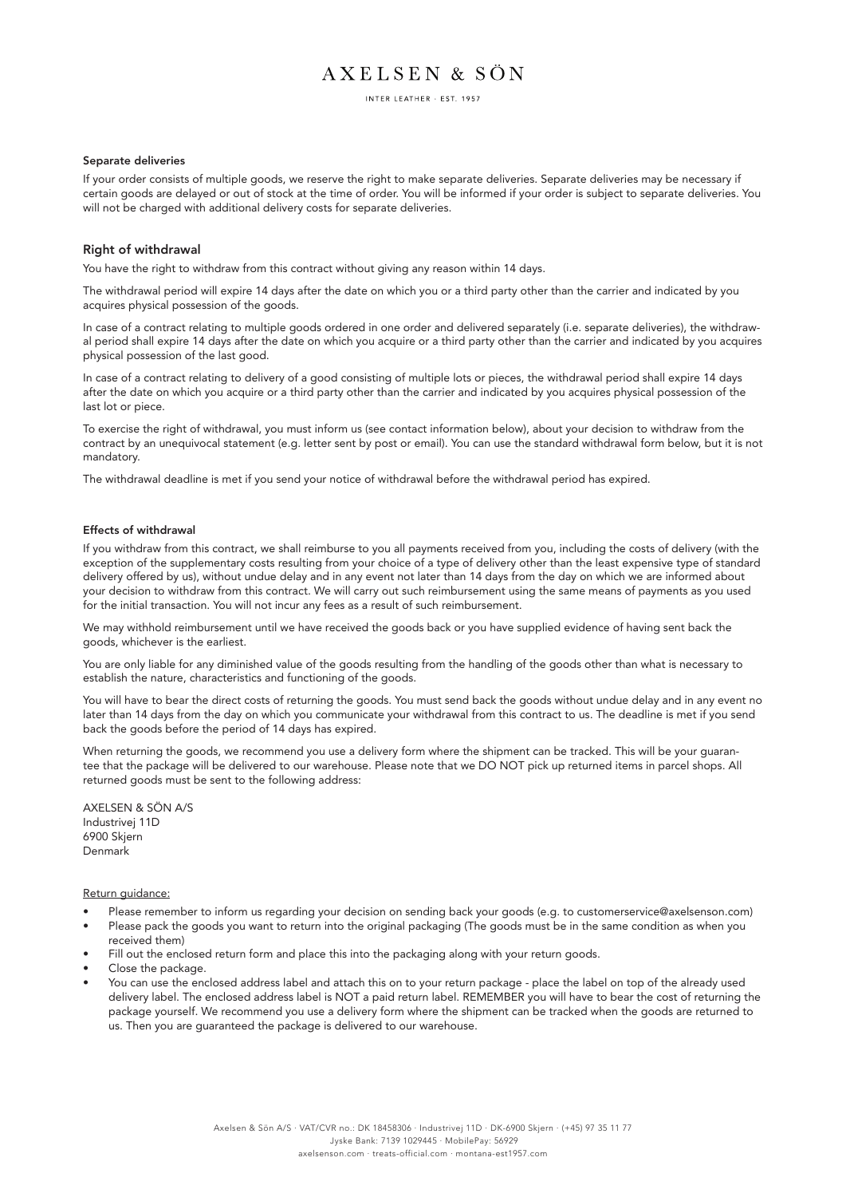### Separate deliveries

If your order consists of multiple goods, we reserve the right to make separate deliveries. Separate deliveries may be necessary if certain goods are delayed or out of stock at the time of order. You will be informed if your order is subject to separate deliveries. You will not be charged with additional delivery costs for separate deliveries.

## Right of withdrawal

You have the right to withdraw from this contract without giving any reason within 14 days.

The withdrawal period will expire 14 days after the date on which you or a third party other than the carrier and indicated by you acquires physical possession of the goods.

In case of a contract relating to multiple goods ordered in one order and delivered separately (i.e. separate deliveries), the withdrawal period shall expire 14 days after the date on which you acquire or a third party other than the carrier and indicated by you acquires physical possession of the last good.

In case of a contract relating to delivery of a good consisting of multiple lots or pieces, the withdrawal period shall expire 14 days after the date on which you acquire or a third party other than the carrier and indicated by you acquires physical possession of the last lot or piece.

To exercise the right of withdrawal, you must inform us (see contact information below), about your decision to withdraw from the contract by an unequivocal statement (e.g. letter sent by post or email). You can use the standard withdrawal form below, but it is not mandatory.

The withdrawal deadline is met if you send your notice of withdrawal before the withdrawal period has expired.

### Effects of withdrawal

If you withdraw from this contract, we shall reimburse to you all payments received from you, including the costs of delivery (with the exception of the supplementary costs resulting from your choice of a type of delivery other than the least expensive type of standard delivery offered by us), without undue delay and in any event not later than 14 days from the day on which we are informed about your decision to withdraw from this contract. We will carry out such reimbursement using the same means of payments as you used for the initial transaction. You will not incur any fees as a result of such reimbursement.

We may withhold reimbursement until we have received the goods back or you have supplied evidence of having sent back the goods, whichever is the earliest.

You are only liable for any diminished value of the goods resulting from the handling of the goods other than what is necessary to establish the nature, characteristics and functioning of the goods.

You will have to bear the direct costs of returning the goods. You must send back the goods without undue delay and in any event no later than 14 days from the day on which you communicate your withdrawal from this contract to us. The deadline is met if you send back the goods before the period of 14 days has expired.

When returning the goods, we recommend you use a delivery form where the shipment can be tracked. This will be your guarantee that the package will be delivered to our warehouse. Please note that we DO NOT pick up returned items in parcel shops. All returned goods must be sent to the following address:

AXELSEN & SÖN A/S
Industrivej 11D
6900 Skjern
Denmark

Return guidance:

- Please remember to inform us regarding your decision on sending back your goods (e.g. to customerservice@axelsenson.com)
- Please pack the goods you want to return into the original packaging (The goods must be in the same condition as when you received them)
- Fill out the enclosed return form and place this into the packaging along with your return goods.
- Close the package.
- You can use the enclosed address label and attach this on to your return package - place the label on top of the already used delivery label. The enclosed address label is NOT a paid return label. REMEMBER you will have to bear the cost of returning the package yourself. We recommend you use a delivery form where the shipment can be tracked when the goods are returned to us. Then you are guaranteed the package is delivered to our warehouse.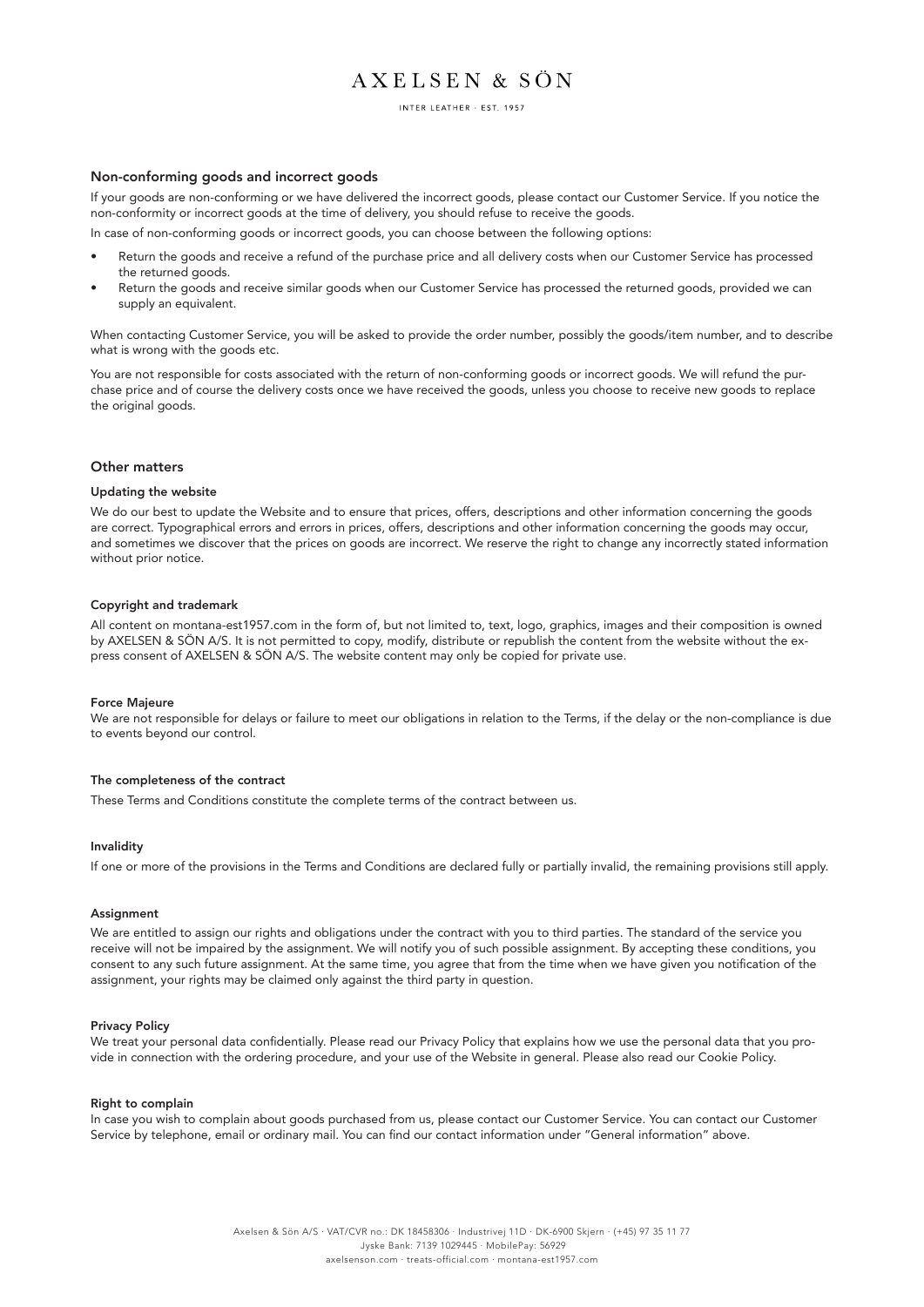## Non-conforming goods and incorrect goods

If your goods are non-conforming or we have delivered the incorrect goods, please contact our Customer Service. If you notice the non-conformity or incorrect goods at the time of delivery, you should refuse to receive the goods.

In case of non-conforming goods or incorrect goods, you can choose between the following options:

- Return the goods and receive a refund of the purchase price and all delivery costs when our Customer Service has processed the returned goods.
- Return the goods and receive similar goods when our Customer Service has processed the returned goods, provided we can supply an equivalent.

When contacting Customer Service, you will be asked to provide the order number, possibly the goods/item number, and to describe what is wrong with the goods etc.

You are not responsible for costs associated with the return of non-conforming goods or incorrect goods. We will refund the purchase price and of course the delivery costs once we have received the goods, unless you choose to receive new goods to replace the original goods.

## Other matters

### Updating the website

We do our best to update the Website and to ensure that prices, offers, descriptions and other information concerning the goods are correct. Typographical errors and errors in prices, offers, descriptions and other information concerning the goods may occur, and sometimes we discover that the prices on goods are incorrect. We reserve the right to change any incorrectly stated information without prior notice.

### Copyright and trademark

All content on montana-est1957.com in the form of, but not limited to, text, logo, graphics, images and their composition is owned by AXELSEN & SÖN A/S. It is not permitted to copy, modify, distribute or republish the content from the website without the express consent of AXELSEN & SÖN A/S. The website content may only be copied for private use.

### Force Majeure

We are not responsible for delays or failure to meet our obligations in relation to the Terms, if the delay or the non-compliance is due to events beyond our control.

### The completeness of the contract

These Terms and Conditions constitute the complete terms of the contract between us.

### Invalidity

If one or more of the provisions in the Terms and Conditions are declared fully or partially invalid, the remaining provisions still apply.

### Assignment

We are entitled to assign our rights and obligations under the contract with you to third parties. The standard of the service you receive will not be impaired by the assignment. We will notify you of such possible assignment. By accepting these conditions, you consent to any such future assignment. At the same time, you agree that from the time when we have given you notification of the assignment, your rights may be claimed only against the third party in question.

### Privacy Policy

We treat your personal data confidentially. Please read our Privacy Policy that explains how we use the personal data that you provide in connection with the ordering procedure, and your use of the Website in general. Please also read our Cookie Policy.

### Right to complain

In case you wish to complain about goods purchased from us, please contact our Customer Service. You can contact our Customer Service by telephone, email or ordinary mail. You can find our contact information under "General information" above.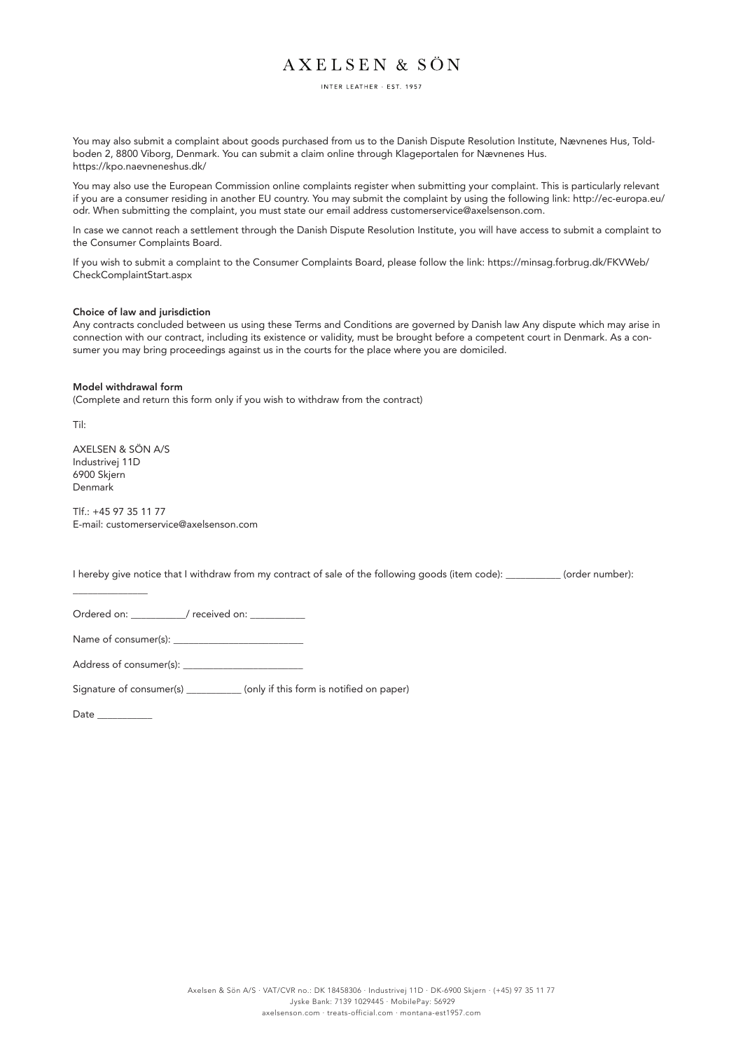You may also submit a complaint about goods purchased from us to the Danish Dispute Resolution Institute, Nævnenes Hus, Toldboden 2, 8800 Viborg, Denmark. You can submit a claim online through Klageportalen for Nævnenes Hus. https://kpo.naevneneshus.dk/

You may also use the European Commission online complaints register when submitting your complaint. This is particularly relevant if you are a consumer residing in another EU country. You may submit the complaint by using the following link: http://ec-europa.eu/odr. When submitting the complaint, you must state our email address customerservice@axelsenson.com.

In case we cannot reach a settlement through the Danish Dispute Resolution Institute, you will have access to submit a complaint to the Consumer Complaints Board.

If you wish to submit a complaint to the Consumer Complaints Board, please follow the link: https://minsag.forbrug.dk/FKVWeb/CheckComplaintStart.aspx

**Choice of law and jurisdiction**

Any contracts concluded between us using these Terms and Conditions are governed by Danish law Any dispute which may arise in connection with our contract, including its existence or validity, must be brought before a competent court in Denmark. As a consumer you may bring proceedings against us in the courts for the place where you are domiciled.

**Model withdrawal form**

(Complete and return this form only if you wish to withdraw from the contract)

Til:

AXELSEN & SÖN A/S
Industrivej 11D
6900 Skjern
Denmark

Tlf.: +45 97 35 11 77
E-mail: customerservice@axelsenson.com

I hereby give notice that I withdraw from my contract of sale of the following goods (item code): ___________ (order number): _______________

Ordered on: ___________/ received on: ___________

Name of consumer(s): __________________________

Address of consumer(s): ________________________

Signature of consumer(s) ___________ (only if this form is notified on paper)

Date ___________

Axelsen & Sön A/S · VAT/CVR no.: DK 18458306 · Industrivej 11D · DK-6900 Skjern · (+45) 97 35 11 77
Jyske Bank: 7139 1029445 · MobilePay: 56929
axelsenson.com · treats-official.com · montana-est1957.com